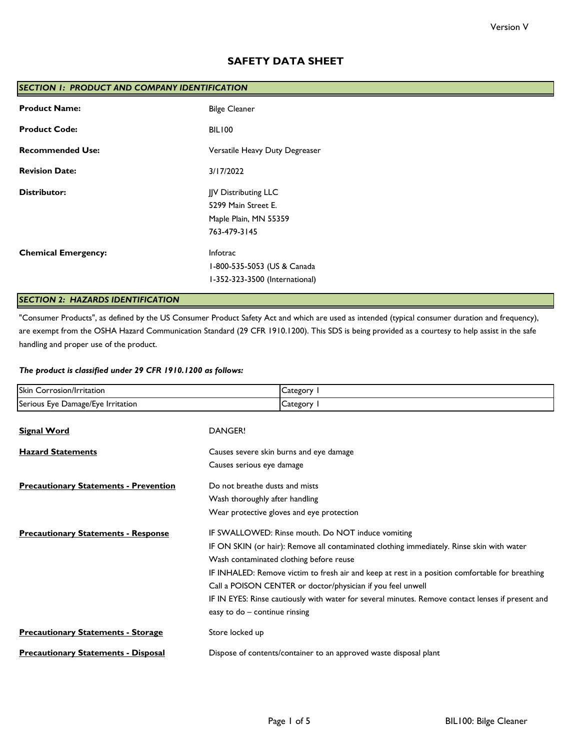Version V

# SAFETY DATA SHEET

## SECTION 1: PRODUCT AND COMPANY IDENTIFICATION

| | |
|---|---|
| **Product Name:** | Bilge Cleaner |
| **Product Code:** | BIL100 |
| **Recommended Use:** | Versatile Heavy Duty Degreaser |
| **Revision Date:** | 3/17/2022 |
| **Distributor:** | JJV Distributing LLC<br>5299 Main Street E.<br>Maple Plain, MN 55359<br>763-479-3145 |
| **Chemical Emergency:** | Infotrac<br>1-800-535-5053 (US & Canada<br>1-352-323-3500 (International) |

## SECTION 2: HAZARDS IDENTIFICATION

"Consumer Products", as defined by the US Consumer Product Safety Act and which are used as intended (typical consumer duration and frequency), are exempt from the OSHA Hazard Communication Standard (29 CFR 1910.1200). This SDS is being provided as a courtesy to help assist in the safe handling and proper use of the product.

***The product is classified under 29 CFR 1910.1200 as follows:***

| Hazard Class | Category |
|---|---|
| Skin Corrosion/Irritation | Category 1 |
| Serious Eye Damage/Eye Irritation | Category 1 |

**Signal Word**

DANGER!

**Hazard Statements**

Causes severe skin burns and eye damage
Causes serious eye damage

**Precautionary Statements - Prevention**

Do not breathe dusts and mists
Wash thoroughly after handling
Wear protective gloves and eye protection

**Precautionary Statements - Response**

IF SWALLOWED: Rinse mouth. Do NOT induce vomiting
IF ON SKIN (or hair): Remove all contaminated clothing immediately. Rinse skin with water
Wash contaminated clothing before reuse
IF INHALED: Remove victim to fresh air and keep at rest in a position comfortable for breathing
Call a POISON CENTER or doctor/physician if you feel unwell
IF IN EYES: Rinse cautiously with water for several minutes. Remove contact lenses if present and easy to do – continue rinsing

**Precautionary Statements - Storage**

Store locked up

**Precautionary Statements - Disposal**

Dispose of contents/container to an approved waste disposal plant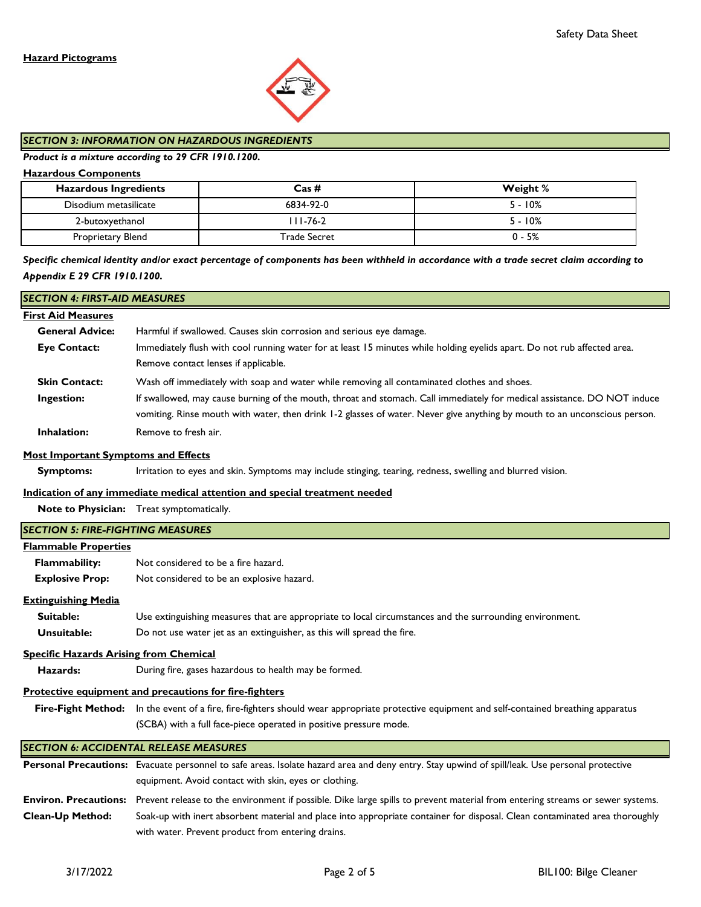**Hazard Pictograms**

## SECTION 3: INFORMATION ON HAZARDOUS INGREDIENTS

***Product is a mixture according to 29 CFR 1910.1200.***

**Hazardous Components**

| Hazardous Ingredients | Cas # | Weight % |
|---|---|---|
| Disodium metasilicate | 6834-92-0 | 5 - 10% |
| 2-butoxyethanol | 111-76-2 | 5 - 10% |
| Proprietary Blend | Trade Secret | 0 - 5% |

***Specific chemical identity and/or exact percentage of components has been withheld in accordance with a trade secret claim according to Appendix E 29 CFR 1910.1200.***

## SECTION 4: FIRST-AID MEASURES

**First Aid Measures**

**General Advice:** Harmful if swallowed. Causes skin corrosion and serious eye damage.

**Eye Contact:** Immediately flush with cool running water for at least 15 minutes while holding eyelids apart. Do not rub affected area. Remove contact lenses if applicable.

**Skin Contact:** Wash off immediately with soap and water while removing all contaminated clothes and shoes.

**Ingestion:** If swallowed, may cause burning of the mouth, throat and stomach. Call immediately for medical assistance. DO NOT induce vomiting. Rinse mouth with water, then drink 1-2 glasses of water. Never give anything by mouth to an unconscious person.

**Inhalation:** Remove to fresh air.

**Most Important Symptoms and Effects**

**Symptoms:** Irritation to eyes and skin. Symptoms may include stinging, tearing, redness, swelling and blurred vision.

**Indication of any immediate medical attention and special treatment needed**

**Note to Physician:** Treat symptomatically.

## SECTION 5: FIRE-FIGHTING MEASURES

**Flammable Properties**

**Flammability:** Not considered to be a fire hazard.

**Explosive Prop:** Not considered to be an explosive hazard.

**Extinguishing Media**

**Suitable:** Use extinguishing measures that are appropriate to local circumstances and the surrounding environment.

**Unsuitable:** Do not use water jet as an extinguisher, as this will spread the fire.

**Specific Hazards Arising from Chemical**

**Hazards:** During fire, gases hazardous to health may be formed.

**Protective equipment and precautions for fire-fighters**

**Fire-Fight Method:** In the event of a fire, fire-fighters should wear appropriate protective equipment and self-contained breathing apparatus (SCBA) with a full face-piece operated in positive pressure mode.

## SECTION 6: ACCIDENTAL RELEASE MEASURES

**Personal Precautions:** Evacuate personnel to safe areas. Isolate hazard area and deny entry. Stay upwind of spill/leak. Use personal protective equipment. Avoid contact with skin, eyes or clothing.

**Environ. Precautions:** Prevent release to the environment if possible. Dike large spills to prevent material from entering streams or sewer systems.

**Clean-Up Method:** Soak-up with inert absorbent material and place into appropriate container for disposal. Clean contaminated area thoroughly with water. Prevent product from entering drains.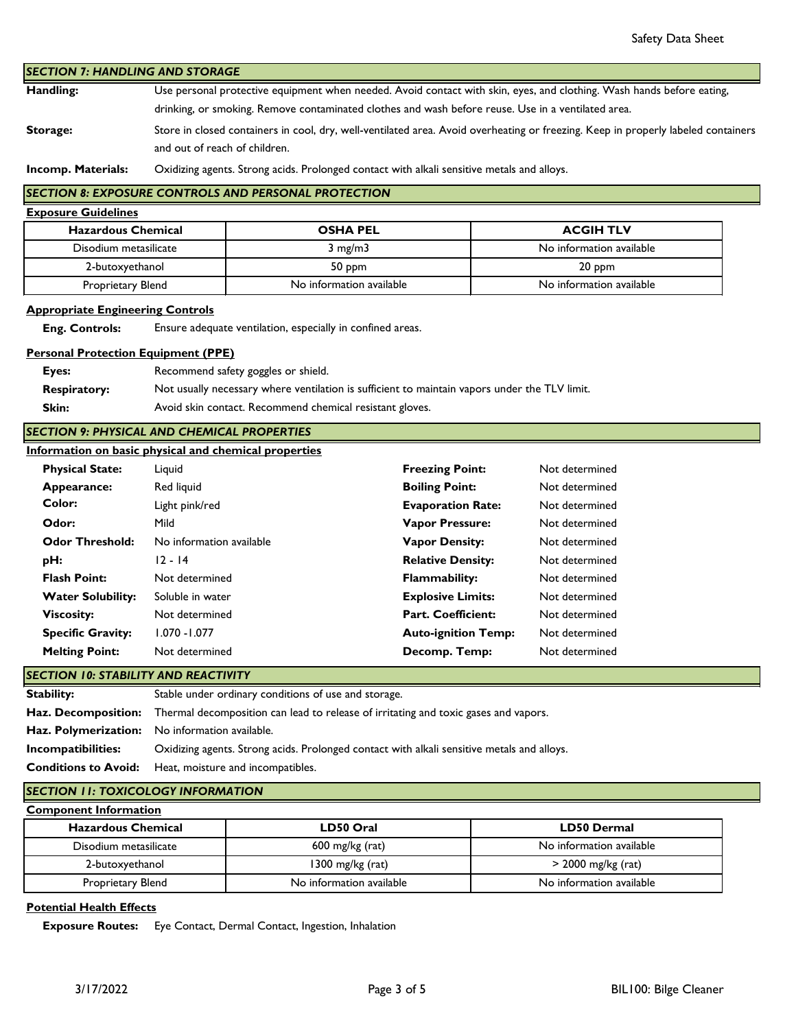## SECTION 7: HANDLING AND STORAGE

**Handling:** Use personal protective equipment when needed. Avoid contact with skin, eyes, and clothing. Wash hands before eating, drinking, or smoking. Remove contaminated clothes and wash before reuse. Use in a ventilated area.

**Storage:** Store in closed containers in cool, dry, well-ventilated area. Avoid overheating or freezing. Keep in properly labeled containers and out of reach of children.

**Incomp. Materials:** Oxidizing agents. Strong acids. Prolonged contact with alkali sensitive metals and alloys.

## SECTION 8: EXPOSURE CONTROLS AND PERSONAL PROTECTION

**Exposure Guidelines**

| Hazardous Chemical | OSHA PEL | ACGIH TLV |
|---|---|---|
| Disodium metasilicate | 3 mg/m3 | No information available |
| 2-butoxyethanol | 50 ppm | 20 ppm |
| Proprietary Blend | No information available | No information available |

**Appropriate Engineering Controls**

**Eng. Controls:** Ensure adequate ventilation, especially in confined areas.

**Personal Protection Equipment (PPE)**

**Eyes:** Recommend safety goggles or shield.

**Respiratory:** Not usually necessary where ventilation is sufficient to maintain vapors under the TLV limit.

**Skin:** Avoid skin contact. Recommend chemical resistant gloves.

## SECTION 9: PHYSICAL AND CHEMICAL PROPERTIES

**Information on basic physical and chemical properties**

| | | | |
|---|---|---|---|
| **Physical State:** | Liquid | **Freezing Point:** | Not determined |
| **Appearance:** | Red liquid | **Boiling Point:** | Not determined |
| **Color:** | Light pink/red | **Evaporation Rate:** | Not determined |
| **Odor:** | Mild | **Vapor Pressure:** | Not determined |
| **Odor Threshold:** | No information available | **Vapor Density:** | Not determined |
| **pH:** | 12 - 14 | **Relative Density:** | Not determined |
| **Flash Point:** | Not determined | **Flammability:** | Not determined |
| **Water Solubility:** | Soluble in water | **Explosive Limits:** | Not determined |
| **Viscosity:** | Not determined | **Part. Coefficient:** | Not determined |
| **Specific Gravity:** | 1.070 -1.077 | **Auto-ignition Temp:** | Not determined |
| **Melting Point:** | Not determined | **Decomp. Temp:** | Not determined |

## SECTION 10: STABILITY AND REACTIVITY

**Stability:** Stable under ordinary conditions of use and storage.

**Haz. Decomposition:** Thermal decomposition can lead to release of irritating and toxic gases and vapors.

**Haz. Polymerization:** No information available.

**Incompatibilities:** Oxidizing agents. Strong acids. Prolonged contact with alkali sensitive metals and alloys.

**Conditions to Avoid:** Heat, moisture and incompatibles.

## SECTION 11: TOXICOLOGY INFORMATION

**Component Information**

| Hazardous Chemical | LD50 Oral | LD50 Dermal |
|---|---|---|
| Disodium metasilicate | 600 mg/kg (rat) | No information available |
| 2-butoxyethanol | 1300 mg/kg (rat) | > 2000 mg/kg (rat) |
| Proprietary Blend | No information available | No information available |

**Potential Health Effects**

**Exposure Routes:** Eye Contact, Dermal Contact, Ingestion, Inhalation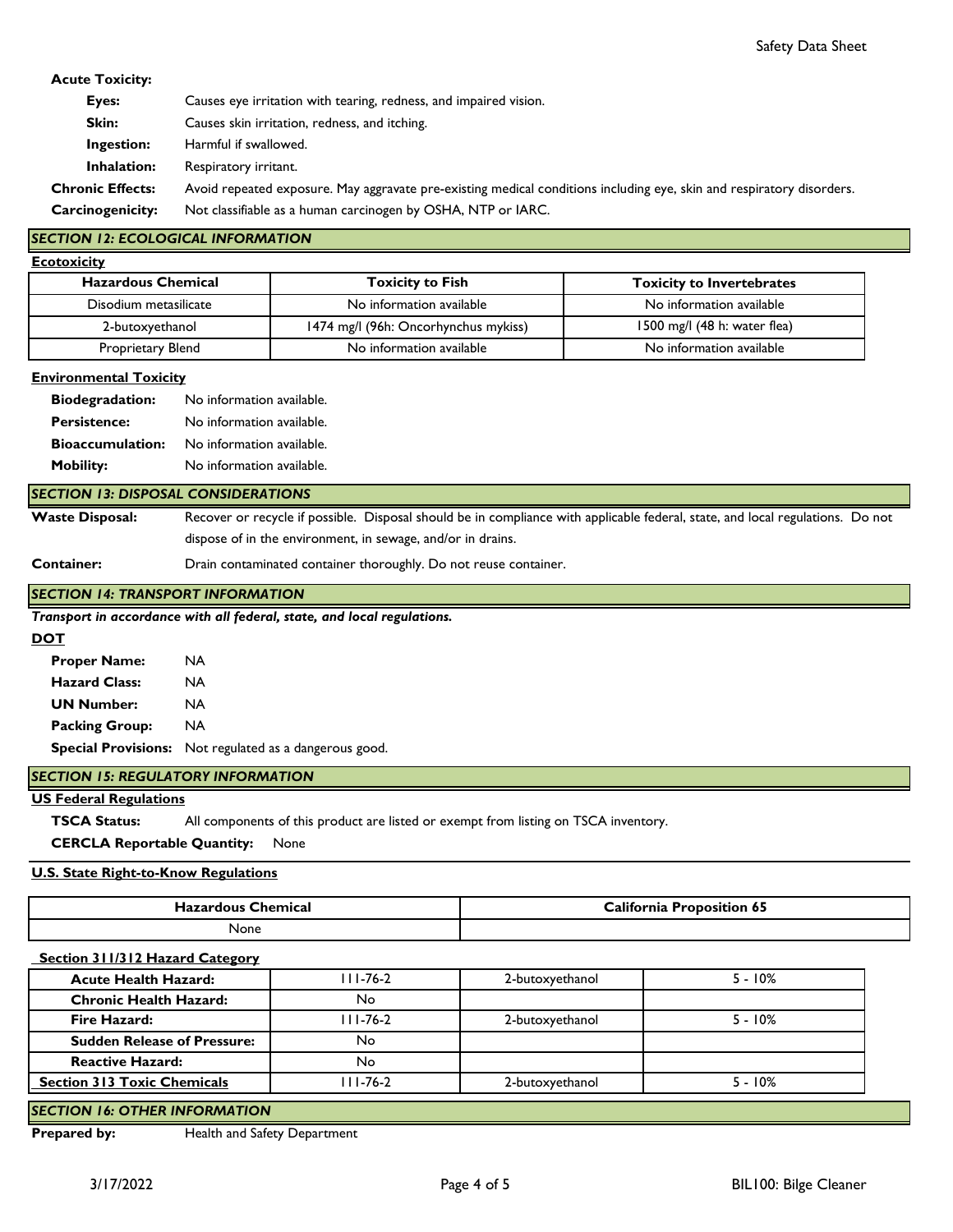**Acute Toxicity:**

**Eyes:** Causes eye irritation with tearing, redness, and impaired vision.

**Skin:** Causes skin irritation, redness, and itching.

**Ingestion:** Harmful if swallowed.

**Inhalation:** Respiratory irritant.

**Chronic Effects:** Avoid repeated exposure. May aggravate pre-existing medical conditions including eye, skin and respiratory disorders.

**Carcinogenicity:** Not classifiable as a human carcinogen by OSHA, NTP or IARC.

## *SECTION 12: ECOLOGICAL INFORMATION*

**Ecotoxicity**

| Hazardous Chemical | Toxicity to Fish | Toxicity to Invertebrates |
|---|---|---|
| Disodium metasilicate | No information available | No information available |
| 2-butoxyethanol | 1474 mg/l (96h: Oncorhynchus mykiss) | 1500 mg/l (48 h: water flea) |
| Proprietary Blend | No information available | No information available |

**Environmental Toxicity**

**Biodegradation:** No information available.

**Persistence:** No information available.

**Bioaccumulation:** No information available.

**Mobility:** No information available.

## *SECTION 13: DISPOSAL CONSIDERATIONS*

**Waste Disposal:** Recover or recycle if possible. Disposal should be in compliance with applicable federal, state, and local regulations. Do not dispose of in the environment, in sewage, and/or in drains.

**Container:** Drain contaminated container thoroughly. Do not reuse container.

## *SECTION 14: TRANSPORT INFORMATION*

***Transport in accordance with all federal, state, and local regulations.***

**DOT**

**Proper Name:** NA

**Hazard Class:** NA

**UN Number:** NA

**Packing Group:** NA

**Special Provisions:** Not regulated as a dangerous good.

## *SECTION 15: REGULATORY INFORMATION*

**US Federal Regulations**

**TSCA Status:** All components of this product are listed or exempt from listing on TSCA inventory.

**CERCLA Reportable Quantity:** None

**U.S. State Right-to-Know Regulations**

| Hazardous Chemical | California Proposition 65 |
|---|---|
| None | |

**Section 311/312 Hazard Category**

| | | | |
|---|---|---|---|
| **Acute Health Hazard:** | 111-76-2 | 2-butoxyethanol | 5 - 10% |
| **Chronic Health Hazard:** | No | | |
| **Fire Hazard:** | 111-76-2 | 2-butoxyethanol | 5 - 10% |
| **Sudden Release of Pressure:** | No | | |
| **Reactive Hazard:** | No | | |
| **Section 313 Toxic Chemicals** | 111-76-2 | 2-butoxyethanol | 5 - 10% |

## *SECTION 16: OTHER INFORMATION*

**Prepared by:** Health and Safety Department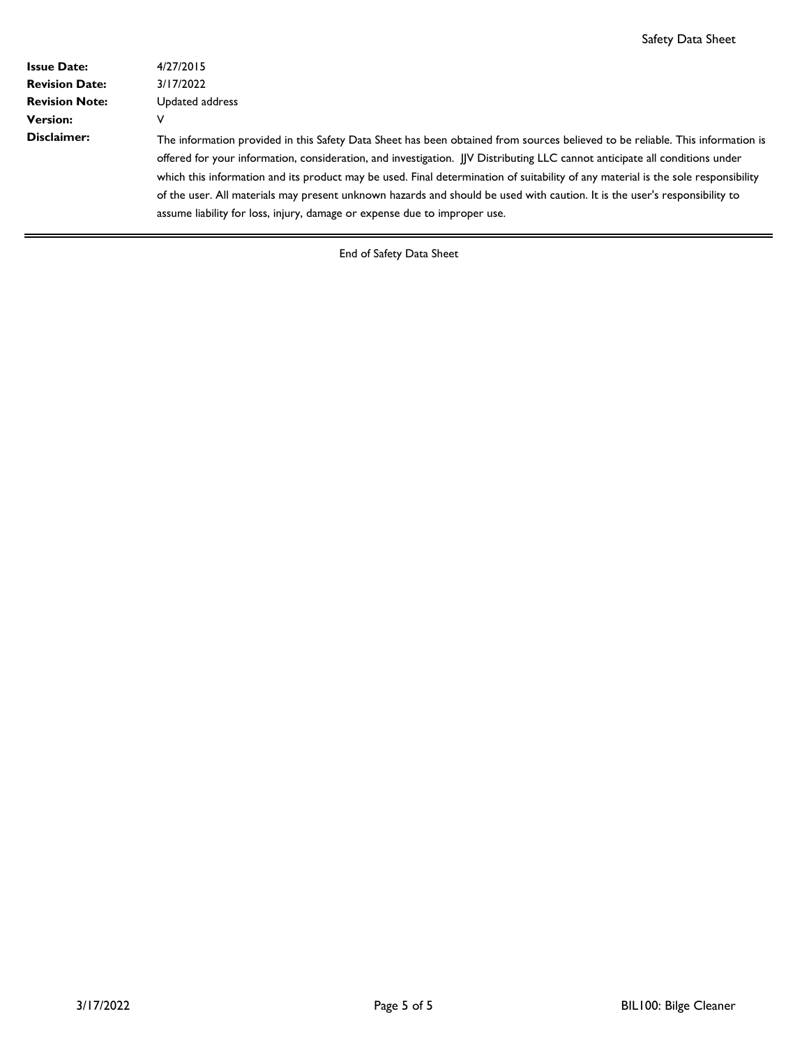**Issue Date:** 4/27/2015

**Revision Date:** 3/17/2022

**Revision Note:** Updated address

**Version:** V

**Disclaimer:** The information provided in this Safety Data Sheet has been obtained from sources believed to be reliable. This information is offered for your information, consideration, and investigation. JJV Distributing LLC cannot anticipate all conditions under which this information and its product may be used. Final determination of suitability of any material is the sole responsibility of the user. All materials may present unknown hazards and should be used with caution. It is the user's responsibility to assume liability for loss, injury, damage or expense due to improper use.

---

End of Safety Data Sheet